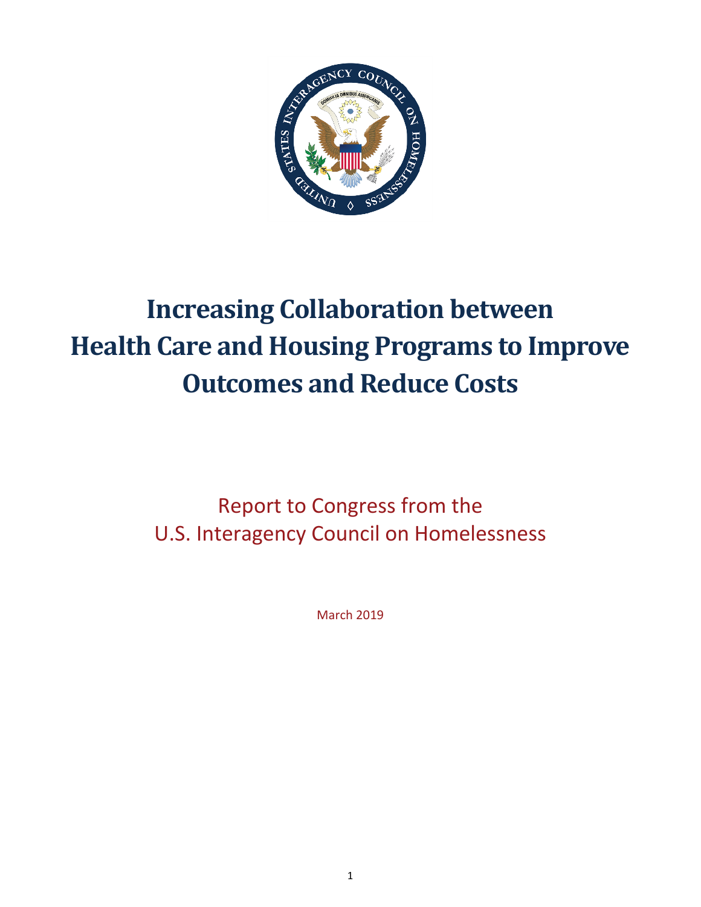# Increasing Collaboration between Health Care and Housing Programs to Improve Outcomes and Reduce Costs

Report to Congress from the U.S. Interagency Council on Homelessness

March 2019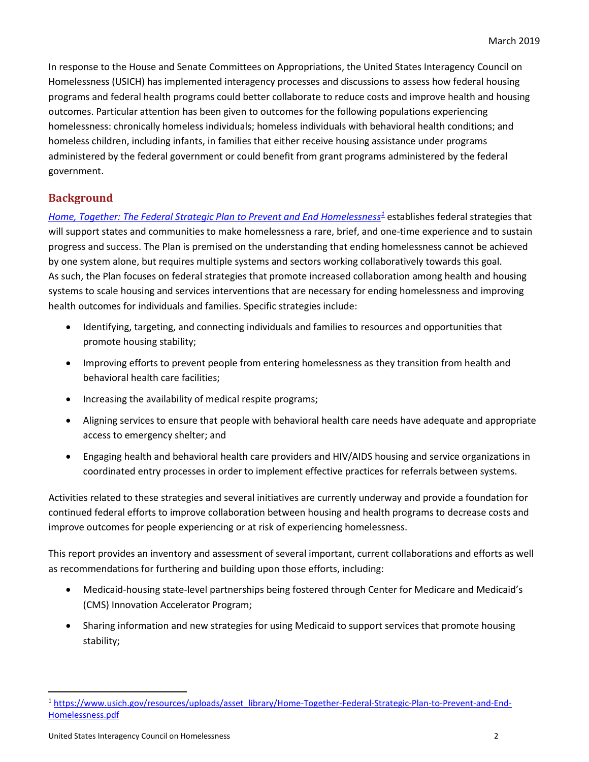In response to the House and Senate Committees on Appropriations, the United States Interagency Council on Homelessness (USICH) has implemented interagency processes and discussions to assess how federal housing programs and federal health programs could better collaborate to reduce costs and improve health and housing outcomes. Particular attention has been given to outcomes for the following populations experiencing homelessness: chronically homeless individuals; homeless individuals with behavioral health conditions; and homeless children, including infants, in families that either receive housing assistance under programs administered by the federal government or could benefit from grant programs administered by the federal government.

## Background

*Home, Together: The Federal Strategic Plan to Prevent and End Homelessness*[1] establishes federal strategies that will support states and communities to make homelessness a rare, brief, and one-time experience and to sustain progress and success. The Plan is premised on the understanding that ending homelessness cannot be achieved by one system alone, but requires multiple systems and sectors working collaboratively towards this goal. As such, the Plan focuses on federal strategies that promote increased collaboration among health and housing systems to scale housing and services interventions that are necessary for ending homelessness and improving health outcomes for individuals and families. Specific strategies include:

- Identifying, targeting, and connecting individuals and families to resources and opportunities that promote housing stability;
- Improving efforts to prevent people from entering homelessness as they transition from health and behavioral health care facilities;
- Increasing the availability of medical respite programs;
- Aligning services to ensure that people with behavioral health care needs have adequate and appropriate access to emergency shelter; and
- Engaging health and behavioral health care providers and HIV/AIDS housing and service organizations in coordinated entry processes in order to implement effective practices for referrals between systems.

Activities related to these strategies and several initiatives are currently underway and provide a foundation for continued federal efforts to improve collaboration between housing and health programs to decrease costs and improve outcomes for people experiencing or at risk of experiencing homelessness.

This report provides an inventory and assessment of several important, current collaborations and efforts as well as recommendations for furthering and building upon those efforts, including:

- Medicaid-housing state-level partnerships being fostered through Center for Medicare and Medicaid's (CMS) Innovation Accelerator Program;
- Sharing information and new strategies for using Medicaid to support services that promote housing stability;

[1] https://www.usich.gov/resources/uploads/asset_library/Home-Together-Federal-Strategic-Plan-to-Prevent-and-End-Homelessness.pdf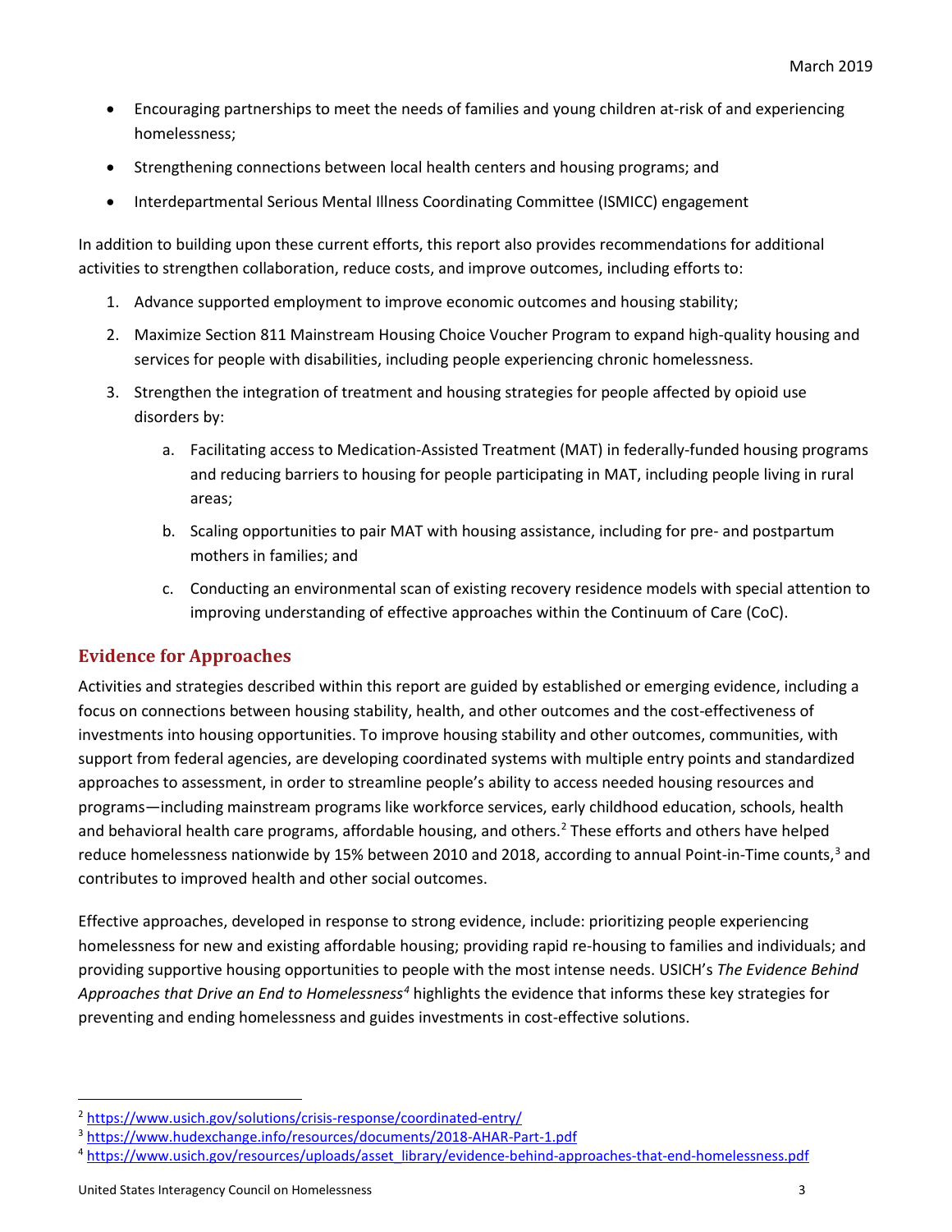- Encouraging partnerships to meet the needs of families and young children at-risk of and experiencing homelessness;
- Strengthening connections between local health centers and housing programs; and
- Interdepartmental Serious Mental Illness Coordinating Committee (ISMICC) engagement

In addition to building upon these current efforts, this report also provides recommendations for additional activities to strengthen collaboration, reduce costs, and improve outcomes, including efforts to:

1. Advance supported employment to improve economic outcomes and housing stability;
2. Maximize Section 811 Mainstream Housing Choice Voucher Program to expand high-quality housing and services for people with disabilities, including people experiencing chronic homelessness.
3. Strengthen the integration of treatment and housing strategies for people affected by opioid use disorders by:
    a. Facilitating access to Medication-Assisted Treatment (MAT) in federally-funded housing programs and reducing barriers to housing for people participating in MAT, including people living in rural areas;
    b. Scaling opportunities to pair MAT with housing assistance, including for pre- and postpartum mothers in families; and
    c. Conducting an environmental scan of existing recovery residence models with special attention to improving understanding of effective approaches within the Continuum of Care (CoC).

## Evidence for Approaches

Activities and strategies described within this report are guided by established or emerging evidence, including a focus on connections between housing stability, health, and other outcomes and the cost-effectiveness of investments into housing opportunities. To improve housing stability and other outcomes, communities, with support from federal agencies, are developing coordinated systems with multiple entry points and standardized approaches to assessment, in order to streamline people's ability to access needed housing resources and programs—including mainstream programs like workforce services, early childhood education, schools, health and behavioral health care programs, affordable housing, and others.[2] These efforts and others have helped reduce homelessness nationwide by 15% between 2010 and 2018, according to annual Point-in-Time counts,[3] and contributes to improved health and other social outcomes.

Effective approaches, developed in response to strong evidence, include: prioritizing people experiencing homelessness for new and existing affordable housing; providing rapid re-housing to families and individuals; and providing supportive housing opportunities to people with the most intense needs. USICH's *The Evidence Behind Approaches that Drive an End to Homelessness*[4] highlights the evidence that informs these key strategies for preventing and ending homelessness and guides investments in cost-effective solutions.

---

[2] https://www.usich.gov/solutions/crisis-response/coordinated-entry/

[3] https://www.hudexchange.info/resources/documents/2018-AHAR-Part-1.pdf

[4] https://www.usich.gov/resources/uploads/asset_library/evidence-behind-approaches-that-end-homelessness.pdf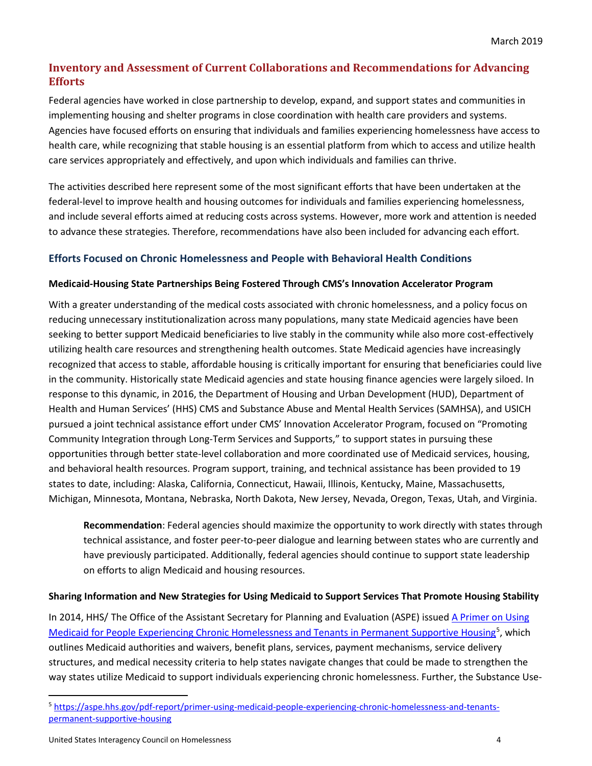## Inventory and Assessment of Current Collaborations and Recommendations for Advancing Efforts

Federal agencies have worked in close partnership to develop, expand, and support states and communities in implementing housing and shelter programs in close coordination with health care providers and systems. Agencies have focused efforts on ensuring that individuals and families experiencing homelessness have access to health care, while recognizing that stable housing is an essential platform from which to access and utilize health care services appropriately and effectively, and upon which individuals and families can thrive.

The activities described here represent some of the most significant efforts that have been undertaken at the federal-level to improve health and housing outcomes for individuals and families experiencing homelessness, and include several efforts aimed at reducing costs across systems. However, more work and attention is needed to advance these strategies. Therefore, recommendations have also been included for advancing each effort.

### Efforts Focused on Chronic Homelessness and People with Behavioral Health Conditions

#### Medicaid-Housing State Partnerships Being Fostered Through CMS's Innovation Accelerator Program

With a greater understanding of the medical costs associated with chronic homelessness, and a policy focus on reducing unnecessary institutionalization across many populations, many state Medicaid agencies have been seeking to better support Medicaid beneficiaries to live stably in the community while also more cost-effectively utilizing health care resources and strengthening health outcomes. State Medicaid agencies have increasingly recognized that access to stable, affordable housing is critically important for ensuring that beneficiaries could live in the community. Historically state Medicaid agencies and state housing finance agencies were largely siloed. In response to this dynamic, in 2016, the Department of Housing and Urban Development (HUD), Department of Health and Human Services' (HHS) CMS and Substance Abuse and Mental Health Services (SAMHSA), and USICH pursued a joint technical assistance effort under CMS' Innovation Accelerator Program, focused on "Promoting Community Integration through Long-Term Services and Supports," to support states in pursuing these opportunities through better state-level collaboration and more coordinated use of Medicaid services, housing, and behavioral health resources. Program support, training, and technical assistance has been provided to 19 states to date, including: Alaska, California, Connecticut, Hawaii, Illinois, Kentucky, Maine, Massachusetts, Michigan, Minnesota, Montana, Nebraska, North Dakota, New Jersey, Nevada, Oregon, Texas, Utah, and Virginia.

> **Recommendation**: Federal agencies should maximize the opportunity to work directly with states through technical assistance, and foster peer-to-peer dialogue and learning between states who are currently and have previously participated. Additionally, federal agencies should continue to support state leadership on efforts to align Medicaid and housing resources.

#### Sharing Information and New Strategies for Using Medicaid to Support Services That Promote Housing Stability

In 2014, HHS/ The Office of the Assistant Secretary for Planning and Evaluation (ASPE) issued [A Primer on Using Medicaid for People Experiencing Chronic Homelessness and Tenants in Permanent Supportive Housing](https://aspe.hhs.gov/pdf-report/primer-using-medicaid-people-experiencing-chronic-homelessness-and-tenants-permanent-supportive-housing)[5], which outlines Medicaid authorities and waivers, benefit plans, services, payment mechanisms, service delivery structures, and medical necessity criteria to help states navigate changes that could be made to strengthen the way states utilize Medicaid to support individuals experiencing chronic homelessness. Further, the Substance Use-

[5] https://aspe.hhs.gov/pdf-report/primer-using-medicaid-people-experiencing-chronic-homelessness-and-tenants-permanent-supportive-housing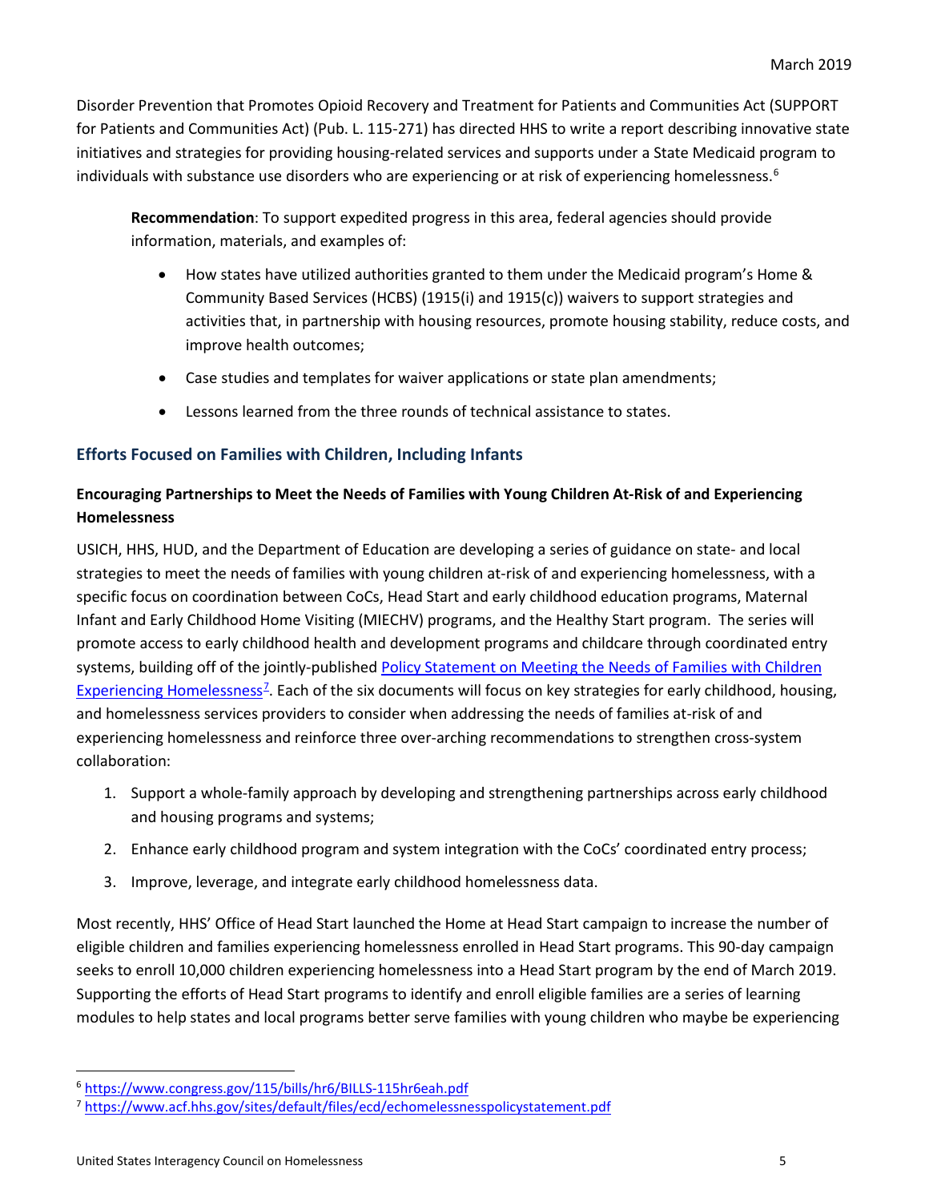Disorder Prevention that Promotes Opioid Recovery and Treatment for Patients and Communities Act (SUPPORT for Patients and Communities Act) (Pub. L. 115-271) has directed HHS to write a report describing innovative state initiatives and strategies for providing housing-related services and supports under a State Medicaid program to individuals with substance use disorders who are experiencing or at risk of experiencing homelessness.[6]

> **Recommendation**: To support expedited progress in this area, federal agencies should provide information, materials, and examples of:
>
> - How states have utilized authorities granted to them under the Medicaid program's Home & Community Based Services (HCBS) (1915(i) and 1915(c)) waivers to support strategies and activities that, in partnership with housing resources, promote housing stability, reduce costs, and improve health outcomes;
> - Case studies and templates for waiver applications or state plan amendments;
> - Lessons learned from the three rounds of technical assistance to states.

### Efforts Focused on Families with Children, Including Infants

**Encouraging Partnerships to Meet the Needs of Families with Young Children At-Risk of and Experiencing Homelessness**

USICH, HHS, HUD, and the Department of Education are developing a series of guidance on state- and local strategies to meet the needs of families with young children at-risk of and experiencing homelessness, with a specific focus on coordination between CoCs, Head Start and early childhood education programs, Maternal Infant and Early Childhood Home Visiting (MIECHV) programs, and the Healthy Start program. The series will promote access to early childhood health and development programs and childcare through coordinated entry systems, building off of the jointly-published [Policy Statement on Meeting the Needs of Families with Children Experiencing Homelessness](https://www.acf.hhs.gov/sites/default/files/ecd/echomelessnesspolicystatement.pdf)[7]. Each of the six documents will focus on key strategies for early childhood, housing, and homelessness services providers to consider when addressing the needs of families at-risk of and experiencing homelessness and reinforce three over-arching recommendations to strengthen cross-system collaboration:

1. Support a whole-family approach by developing and strengthening partnerships across early childhood and housing programs and systems;
2. Enhance early childhood program and system integration with the CoCs' coordinated entry process;
3. Improve, leverage, and integrate early childhood homelessness data.

Most recently, HHS' Office of Head Start launched the Home at Head Start campaign to increase the number of eligible children and families experiencing homelessness enrolled in Head Start programs. This 90-day campaign seeks to enroll 10,000 children experiencing homelessness into a Head Start program by the end of March 2019. Supporting the efforts of Head Start programs to identify and enroll eligible families are a series of learning modules to help states and local programs better serve families with young children who maybe be experiencing

---

[6] https://www.congress.gov/115/bills/hr6/BILLS-115hr6eah.pdf

[7] https://www.acf.hhs.gov/sites/default/files/ecd/echomelessnesspolicystatement.pdf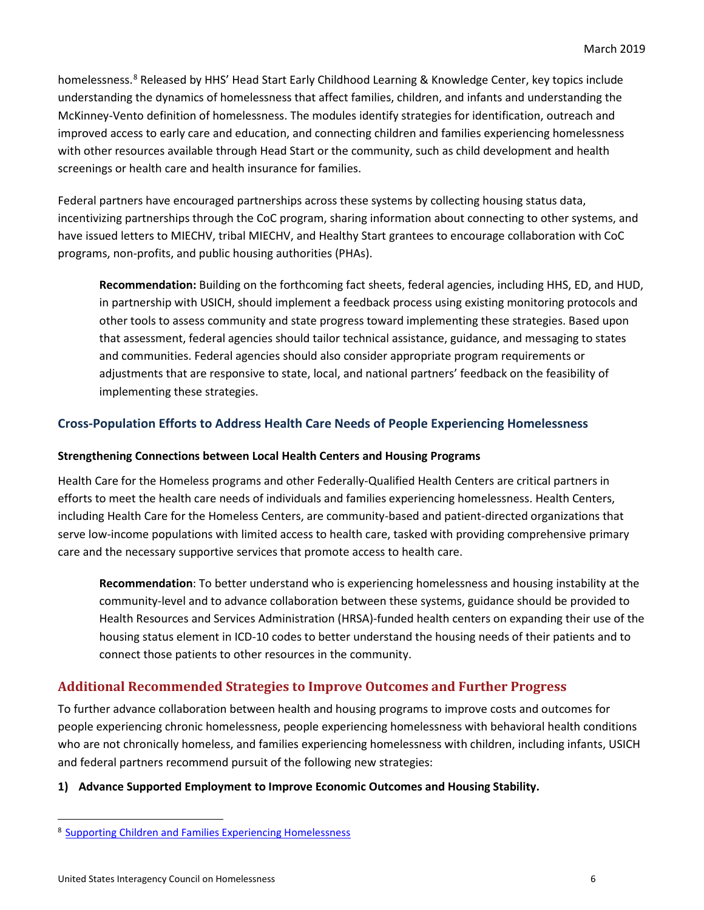homelessness.[8] Released by HHS' Head Start Early Childhood Learning & Knowledge Center, key topics include understanding the dynamics of homelessness that affect families, children, and infants and understanding the McKinney-Vento definition of homelessness. The modules identify strategies for identification, outreach and improved access to early care and education, and connecting children and families experiencing homelessness with other resources available through Head Start or the community, such as child development and health screenings or health care and health insurance for families.

Federal partners have encouraged partnerships across these systems by collecting housing status data, incentivizing partnerships through the CoC program, sharing information about connecting to other systems, and have issued letters to MIECHV, tribal MIECHV, and Healthy Start grantees to encourage collaboration with CoC programs, non-profits, and public housing authorities (PHAs).

> **Recommendation:** Building on the forthcoming fact sheets, federal agencies, including HHS, ED, and HUD, in partnership with USICH, should implement a feedback process using existing monitoring protocols and other tools to assess community and state progress toward implementing these strategies. Based upon that assessment, federal agencies should tailor technical assistance, guidance, and messaging to states and communities. Federal agencies should also consider appropriate program requirements or adjustments that are responsive to state, local, and national partners' feedback on the feasibility of implementing these strategies.

### Cross-Population Efforts to Address Health Care Needs of People Experiencing Homelessness

#### Strengthening Connections between Local Health Centers and Housing Programs

Health Care for the Homeless programs and other Federally-Qualified Health Centers are critical partners in efforts to meet the health care needs of individuals and families experiencing homelessness. Health Centers, including Health Care for the Homeless Centers, are community-based and patient-directed organizations that serve low-income populations with limited access to health care, tasked with providing comprehensive primary care and the necessary supportive services that promote access to health care.

> **Recommendation**: To better understand who is experiencing homelessness and housing instability at the community-level and to advance collaboration between these systems, guidance should be provided to Health Resources and Services Administration (HRSA)-funded health centers on expanding their use of the housing status element in ICD-10 codes to better understand the housing needs of their patients and to connect those patients to other resources in the community.

## Additional Recommended Strategies to Improve Outcomes and Further Progress

To further advance collaboration between health and housing programs to improve costs and outcomes for people experiencing chronic homelessness, people experiencing homelessness with behavioral health conditions who are not chronically homeless, and families experiencing homelessness with children, including infants, USICH and federal partners recommend pursuit of the following new strategies:

**1) Advance Supported Employment to Improve Economic Outcomes and Housing Stability.**

[8] Supporting Children and Families Experiencing Homelessness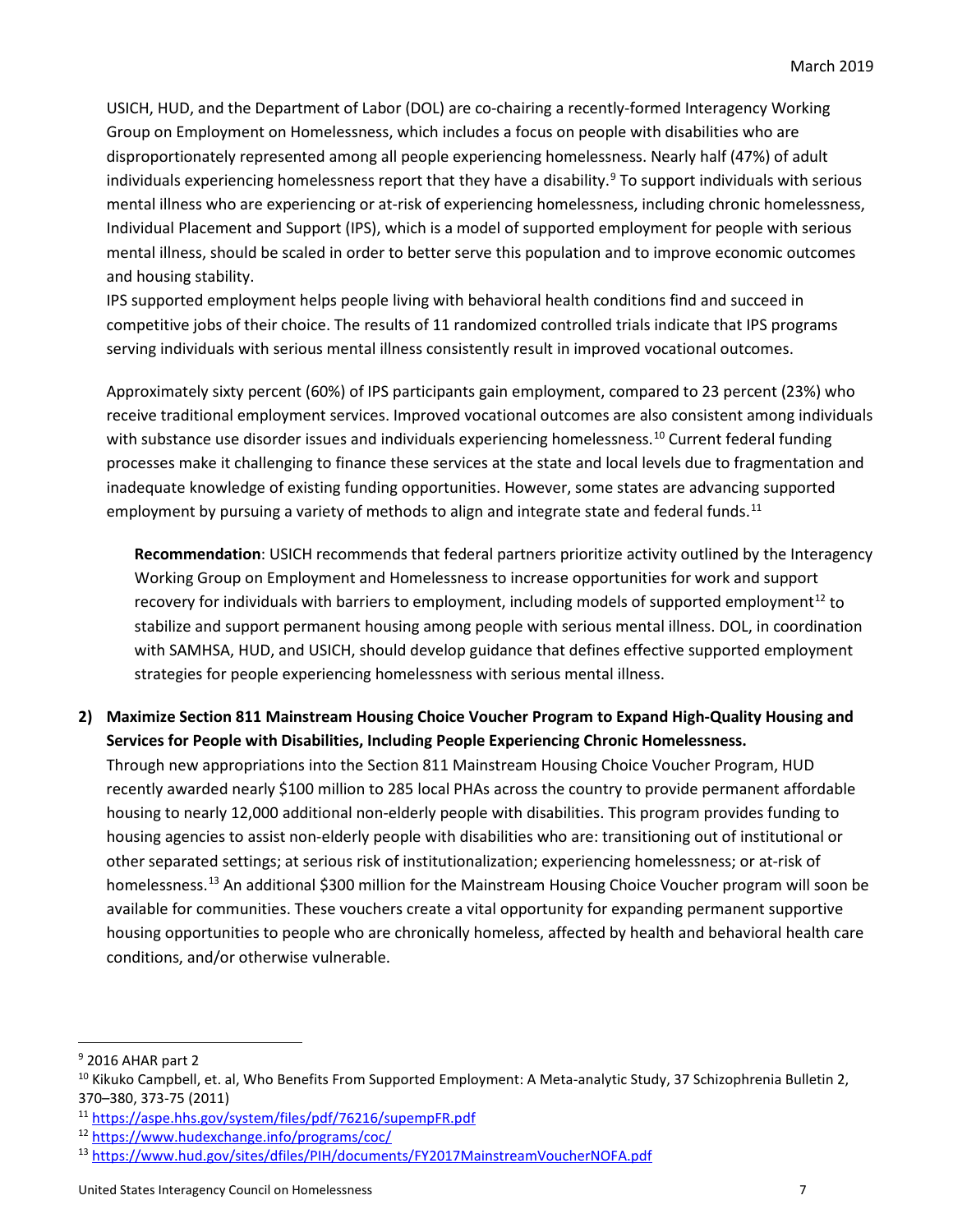USICH, HUD, and the Department of Labor (DOL) are co-chairing a recently-formed Interagency Working Group on Employment on Homelessness, which includes a focus on people with disabilities who are disproportionately represented among all people experiencing homelessness. Nearly half (47%) of adult individuals experiencing homelessness report that they have a disability.[9] To support individuals with serious mental illness who are experiencing or at-risk of experiencing homelessness, including chronic homelessness, Individual Placement and Support (IPS), which is a model of supported employment for people with serious mental illness, should be scaled in order to better serve this population and to improve economic outcomes and housing stability.

IPS supported employment helps people living with behavioral health conditions find and succeed in competitive jobs of their choice. The results of 11 randomized controlled trials indicate that IPS programs serving individuals with serious mental illness consistently result in improved vocational outcomes.

Approximately sixty percent (60%) of IPS participants gain employment, compared to 23 percent (23%) who receive traditional employment services. Improved vocational outcomes are also consistent among individuals with substance use disorder issues and individuals experiencing homelessness.[10] Current federal funding processes make it challenging to finance these services at the state and local levels due to fragmentation and inadequate knowledge of existing funding opportunities. However, some states are advancing supported employment by pursuing a variety of methods to align and integrate state and federal funds.[11]

> **Recommendation**: USICH recommends that federal partners prioritize activity outlined by the Interagency Working Group on Employment and Homelessness to increase opportunities for work and support recovery for individuals with barriers to employment, including models of supported employment[12] to stabilize and support permanent housing among people with serious mental illness. DOL, in coordination with SAMHSA, HUD, and USICH, should develop guidance that defines effective supported employment strategies for people experiencing homelessness with serious mental illness.

**2) Maximize Section 811 Mainstream Housing Choice Voucher Program to Expand High-Quality Housing and Services for People with Disabilities, Including People Experiencing Chronic Homelessness.**

Through new appropriations into the Section 811 Mainstream Housing Choice Voucher Program, HUD recently awarded nearly $100 million to 285 local PHAs across the country to provide permanent affordable housing to nearly 12,000 additional non-elderly people with disabilities. This program provides funding to housing agencies to assist non-elderly people with disabilities who are: transitioning out of institutional or other separated settings; at serious risk of institutionalization; experiencing homelessness; or at-risk of homelessness.[13] An additional $300 million for the Mainstream Housing Choice Voucher program will soon be available for communities. These vouchers create a vital opportunity for expanding permanent supportive housing opportunities to people who are chronically homeless, affected by health and behavioral health care conditions, and/or otherwise vulnerable.

---

[9] 2016 AHAR part 2

[10] Kikuko Campbell, et. al, Who Benefits From Supported Employment: A Meta-analytic Study, 37 Schizophrenia Bulletin 2, 370–380, 373-75 (2011)

[11] https://aspe.hhs.gov/system/files/pdf/76216/supempFR.pdf

[12] https://www.hudexchange.info/programs/coc/

[13] https://www.hud.gov/sites/dfiles/PIH/documents/FY2017MainstreamVoucherNOFA.pdf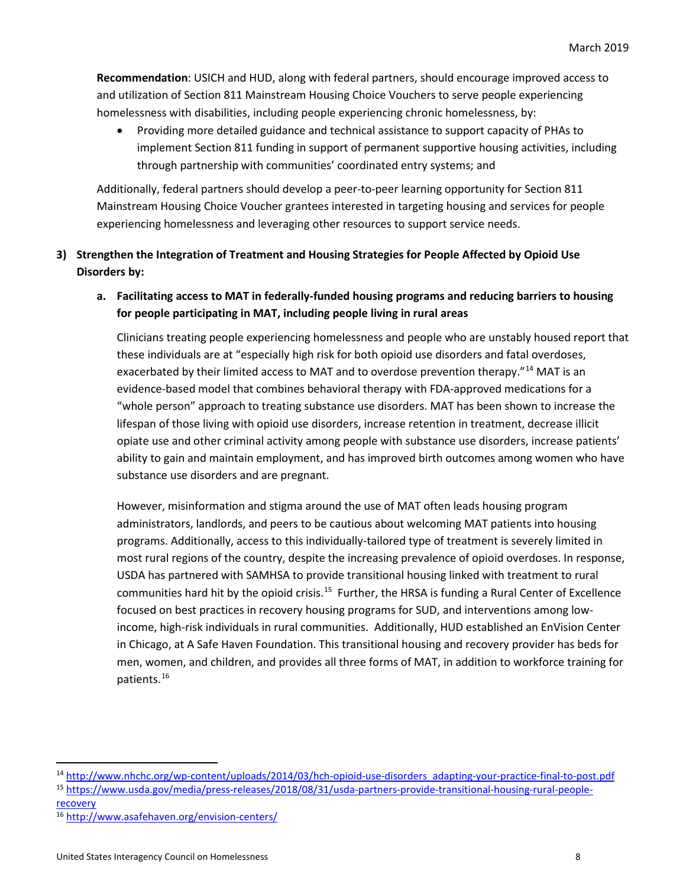**Recommendation**: USICH and HUD, along with federal partners, should encourage improved access to and utilization of Section 811 Mainstream Housing Choice Vouchers to serve people experiencing homelessness with disabilities, including people experiencing chronic homelessness, by:

- Providing more detailed guidance and technical assistance to support capacity of PHAs to implement Section 811 funding in support of permanent supportive housing activities, including through partnership with communities' coordinated entry systems; and

Additionally, federal partners should develop a peer-to-peer learning opportunity for Section 811 Mainstream Housing Choice Voucher grantees interested in targeting housing and services for people experiencing homelessness and leveraging other resources to support service needs.

**3) Strengthen the Integration of Treatment and Housing Strategies for People Affected by Opioid Use Disorders by:**

**a. Facilitating access to MAT in federally-funded housing programs and reducing barriers to housing for people participating in MAT, including people living in rural areas**

Clinicians treating people experiencing homelessness and people who are unstably housed report that these individuals are at "especially high risk for both opioid use disorders and fatal overdoses, exacerbated by their limited access to MAT and to overdose prevention therapy."[14] MAT is an evidence-based model that combines behavioral therapy with FDA-approved medications for a "whole person" approach to treating substance use disorders. MAT has been shown to increase the lifespan of those living with opioid use disorders, increase retention in treatment, decrease illicit opiate use and other criminal activity among people with substance use disorders, increase patients' ability to gain and maintain employment, and has improved birth outcomes among women who have substance use disorders and are pregnant.

However, misinformation and stigma around the use of MAT often leads housing program administrators, landlords, and peers to be cautious about welcoming MAT patients into housing programs. Additionally, access to this individually-tailored type of treatment is severely limited in most rural regions of the country, despite the increasing prevalence of opioid overdoses. In response, USDA has partnered with SAMHSA to provide transitional housing linked with treatment to rural communities hard hit by the opioid crisis.[15] Further, the HRSA is funding a Rural Center of Excellence focused on best practices in recovery housing programs for SUD, and interventions among low-income, high-risk individuals in rural communities. Additionally, HUD established an EnVision Center in Chicago, at A Safe Haven Foundation. This transitional housing and recovery provider has beds for men, women, and children, and provides all three forms of MAT, in addition to workforce training for patients.[16]

---

[14] http://www.nhchc.org/wp-content/uploads/2014/03/hch-opioid-use-disorders_adapting-your-practice-final-to-post.pdf

[15] https://www.usda.gov/media/press-releases/2018/08/31/usda-partners-provide-transitional-housing-rural-people-recovery

[16] http://www.asafehaven.org/envision-centers/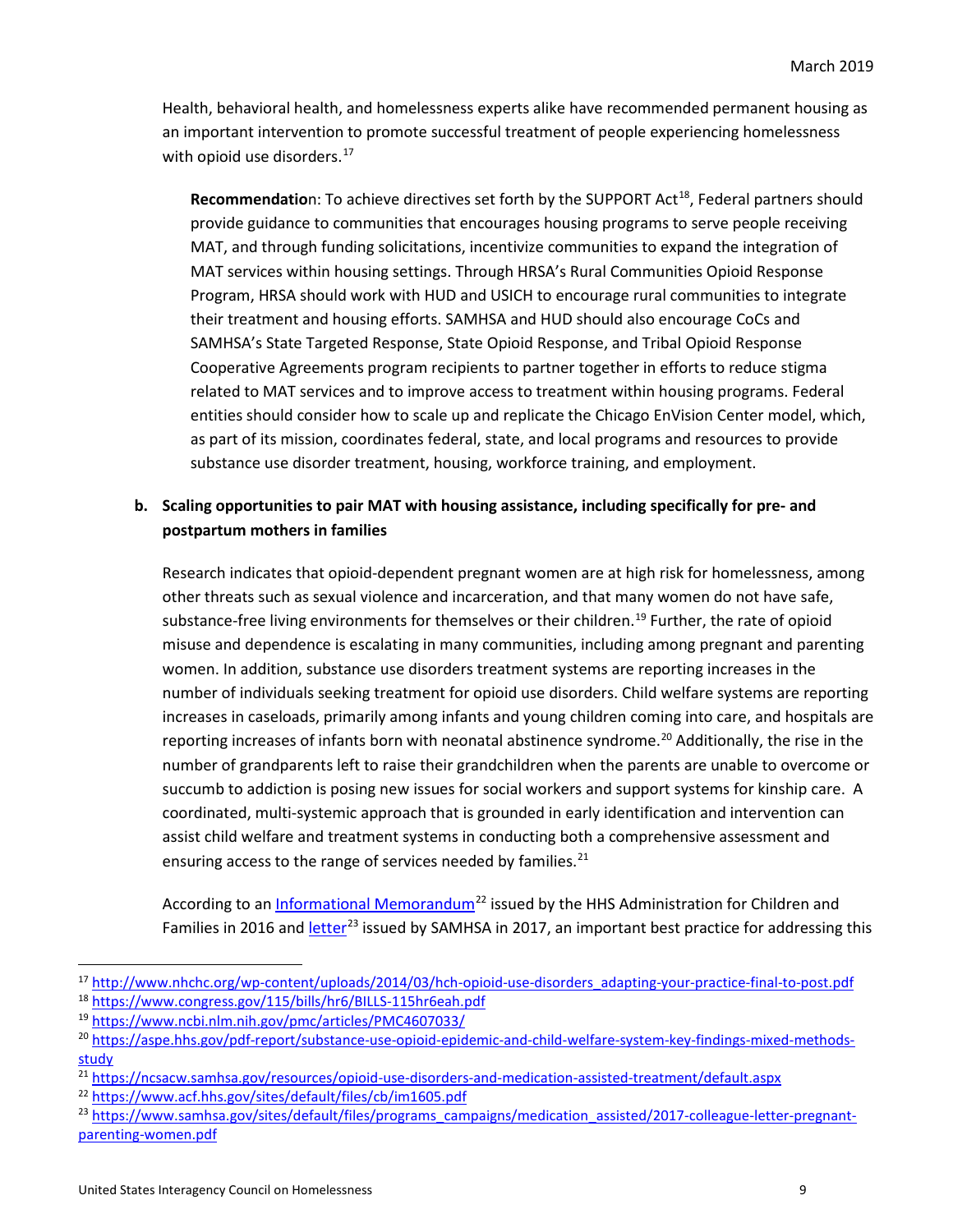Health, behavioral health, and homelessness experts alike have recommended permanent housing as an important intervention to promote successful treatment of people experiencing homelessness with opioid use disorders.[17]

> **Recommendation**: To achieve directives set forth by the SUPPORT Act[18], Federal partners should provide guidance to communities that encourages housing programs to serve people receiving MAT, and through funding solicitations, incentivize communities to expand the integration of MAT services within housing settings. Through HRSA's Rural Communities Opioid Response Program, HRSA should work with HUD and USICH to encourage rural communities to integrate their treatment and housing efforts. SAMHSA and HUD should also encourage CoCs and SAMHSA's State Targeted Response, State Opioid Response, and Tribal Opioid Response Cooperative Agreements program recipients to partner together in efforts to reduce stigma related to MAT services and to improve access to treatment within housing programs. Federal entities should consider how to scale up and replicate the Chicago EnVision Center model, which, as part of its mission, coordinates federal, state, and local programs and resources to provide substance use disorder treatment, housing, workforce training, and employment.

**b. Scaling opportunities to pair MAT with housing assistance, including specifically for pre- and postpartum mothers in families**

Research indicates that opioid-dependent pregnant women are at high risk for homelessness, among other threats such as sexual violence and incarceration, and that many women do not have safe, substance-free living environments for themselves or their children.[19] Further, the rate of opioid misuse and dependence is escalating in many communities, including among pregnant and parenting women. In addition, substance use disorders treatment systems are reporting increases in the number of individuals seeking treatment for opioid use disorders. Child welfare systems are reporting increases in caseloads, primarily among infants and young children coming into care, and hospitals are reporting increases of infants born with neonatal abstinence syndrome.[20] Additionally, the rise in the number of grandparents left to raise their grandchildren when the parents are unable to overcome or succumb to addiction is posing new issues for social workers and support systems for kinship care. A coordinated, multi-systemic approach that is grounded in early identification and intervention can assist child welfare and treatment systems in conducting both a comprehensive assessment and ensuring access to the range of services needed by families.[21]

According to an Informational Memorandum[22] issued by the HHS Administration for Children and Families in 2016 and letter[23] issued by SAMHSA in 2017, an important best practice for addressing this

---

[17] http://www.nhchc.org/wp-content/uploads/2014/03/hch-opioid-use-disorders_adapting-your-practice-final-to-post.pdf

[18] https://www.congress.gov/115/bills/hr6/BILLS-115hr6eah.pdf

[19] https://www.ncbi.nlm.nih.gov/pmc/articles/PMC4607033/

[20] https://aspe.hhs.gov/pdf-report/substance-use-opioid-epidemic-and-child-welfare-system-key-findings-mixed-methods-study

[21] https://ncsacw.samhsa.gov/resources/opioid-use-disorders-and-medication-assisted-treatment/default.aspx

[22] https://www.acf.hhs.gov/sites/default/files/cb/im1605.pdf

[23] https://www.samhsa.gov/sites/default/files/programs_campaigns/medication_assisted/2017-colleague-letter-pregnant-parenting-women.pdf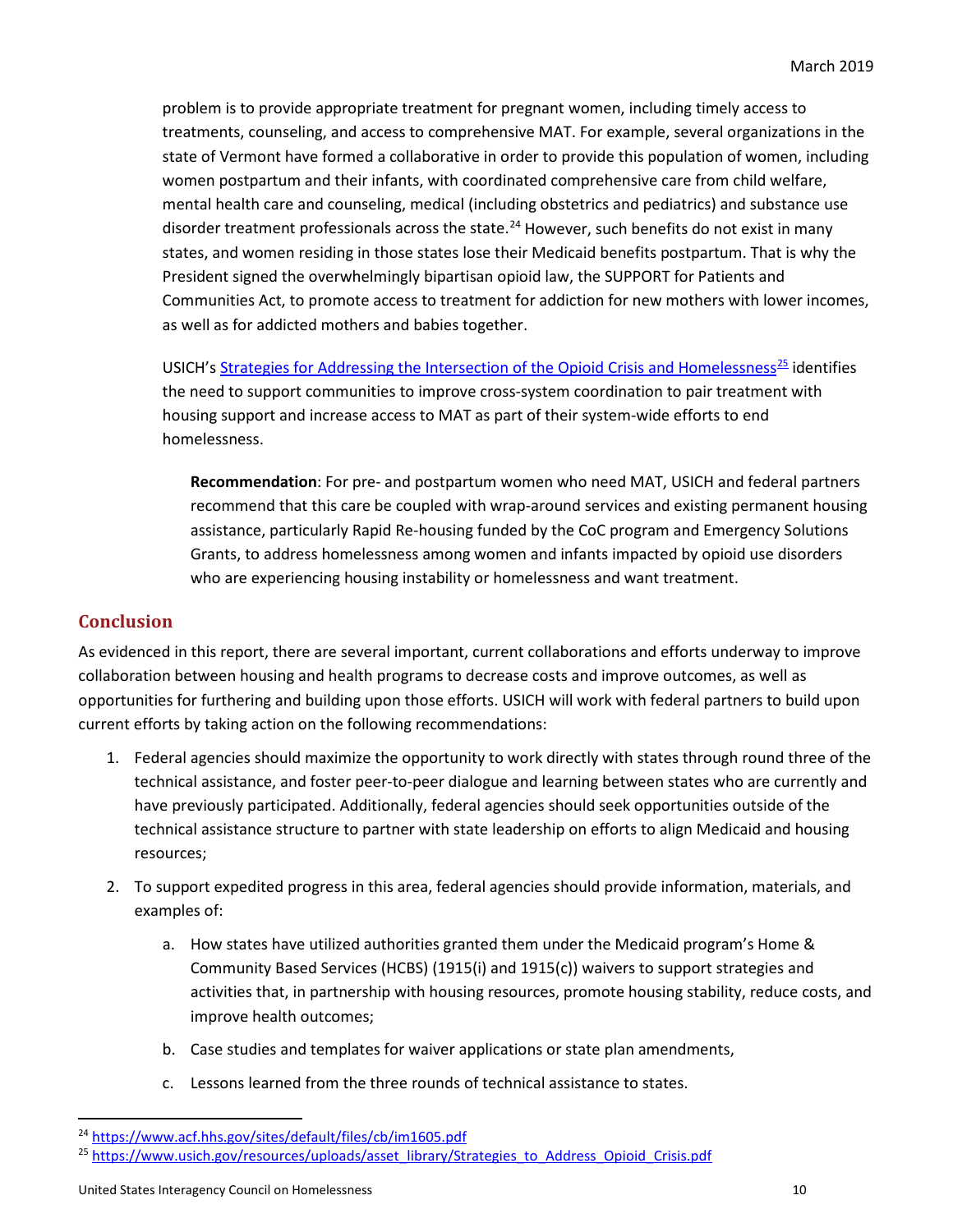problem is to provide appropriate treatment for pregnant women, including timely access to treatments, counseling, and access to comprehensive MAT. For example, several organizations in the state of Vermont have formed a collaborative in order to provide this population of women, including women postpartum and their infants, with coordinated comprehensive care from child welfare, mental health care and counseling, medical (including obstetrics and pediatrics) and substance use disorder treatment professionals across the state.[24] However, such benefits do not exist in many states, and women residing in those states lose their Medicaid benefits postpartum. That is why the President signed the overwhelmingly bipartisan opioid law, the SUPPORT for Patients and Communities Act, to promote access to treatment for addiction for new mothers with lower incomes, as well as for addicted mothers and babies together.

USICH's [Strategies for Addressing the Intersection of the Opioid Crisis and Homelessness](https://www.usich.gov/resources/uploads/asset_library/Strategies_to_Address_Opioid_Crisis.pdf)[25] identifies the need to support communities to improve cross-system coordination to pair treatment with housing support and increase access to MAT as part of their system-wide efforts to end homelessness.

> **Recommendation**: For pre- and postpartum women who need MAT, USICH and federal partners recommend that this care be coupled with wrap-around services and existing permanent housing assistance, particularly Rapid Re-housing funded by the CoC program and Emergency Solutions Grants, to address homelessness among women and infants impacted by opioid use disorders who are experiencing housing instability or homelessness and want treatment.

## Conclusion

As evidenced in this report, there are several important, current collaborations and efforts underway to improve collaboration between housing and health programs to decrease costs and improve outcomes, as well as opportunities for furthering and building upon those efforts. USICH will work with federal partners to build upon current efforts by taking action on the following recommendations:

1. Federal agencies should maximize the opportunity to work directly with states through round three of the technical assistance, and foster peer-to-peer dialogue and learning between states who are currently and have previously participated. Additionally, federal agencies should seek opportunities outside of the technical assistance structure to partner with state leadership on efforts to align Medicaid and housing resources;
2. To support expedited progress in this area, federal agencies should provide information, materials, and examples of:
    a. How states have utilized authorities granted them under the Medicaid program's Home & Community Based Services (HCBS) (1915(i) and 1915(c)) waivers to support strategies and activities that, in partnership with housing resources, promote housing stability, reduce costs, and improve health outcomes;
    b. Case studies and templates for waiver applications or state plan amendments,
    c. Lessons learned from the three rounds of technical assistance to states.

---

[24] https://www.acf.hhs.gov/sites/default/files/cb/im1605.pdf

[25] https://www.usich.gov/resources/uploads/asset_library/Strategies_to_Address_Opioid_Crisis.pdf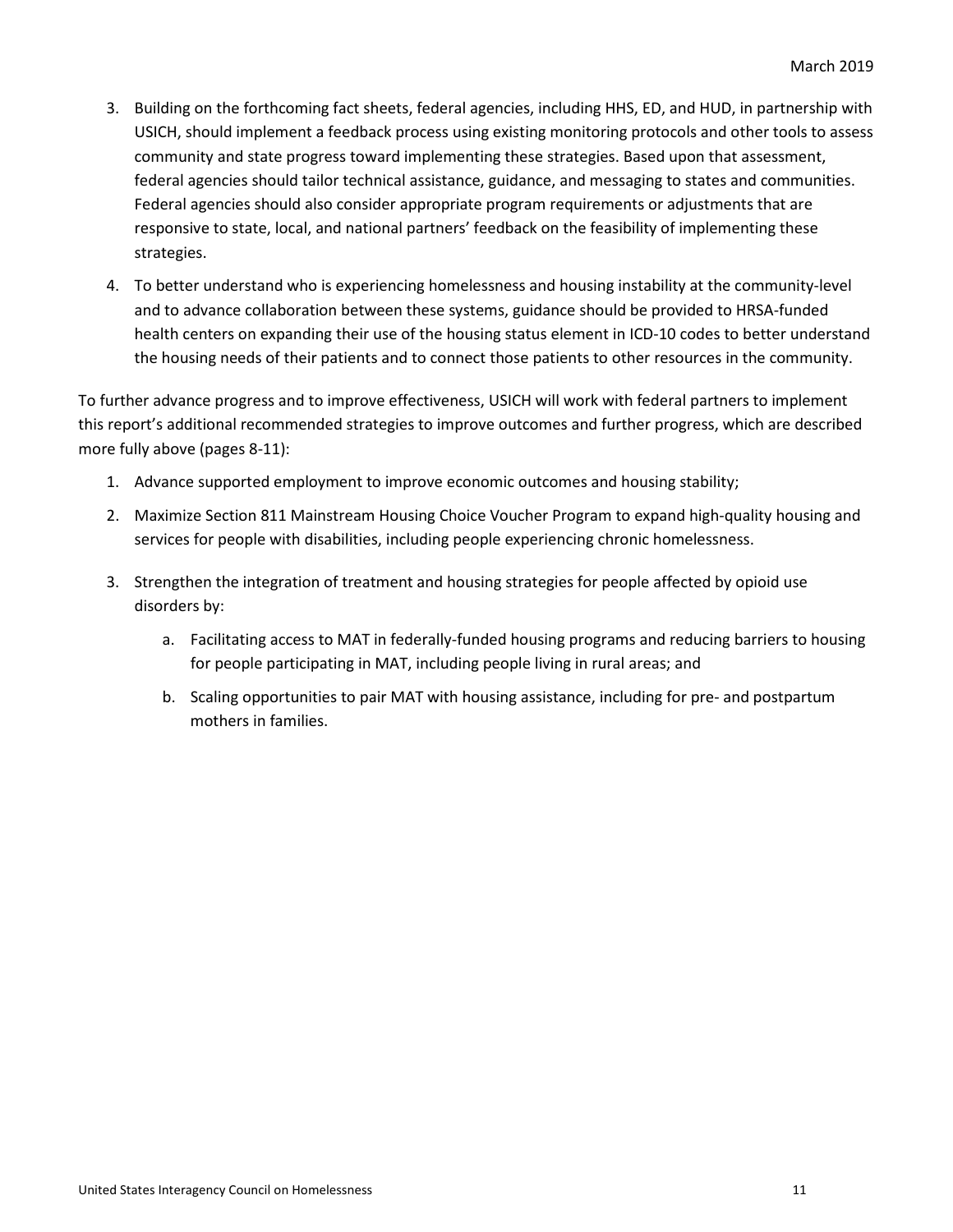3. Building on the forthcoming fact sheets, federal agencies, including HHS, ED, and HUD, in partnership with USICH, should implement a feedback process using existing monitoring protocols and other tools to assess community and state progress toward implementing these strategies. Based upon that assessment, federal agencies should tailor technical assistance, guidance, and messaging to states and communities. Federal agencies should also consider appropriate program requirements or adjustments that are responsive to state, local, and national partners' feedback on the feasibility of implementing these strategies.
4. To better understand who is experiencing homelessness and housing instability at the community-level and to advance collaboration between these systems, guidance should be provided to HRSA-funded health centers on expanding their use of the housing status element in ICD-10 codes to better understand the housing needs of their patients and to connect those patients to other resources in the community.

To further advance progress and to improve effectiveness, USICH will work with federal partners to implement this report's additional recommended strategies to improve outcomes and further progress, which are described more fully above (pages 8-11):

1. Advance supported employment to improve economic outcomes and housing stability;
2. Maximize Section 811 Mainstream Housing Choice Voucher Program to expand high-quality housing and services for people with disabilities, including people experiencing chronic homelessness.
3. Strengthen the integration of treatment and housing strategies for people affected by opioid use disorders by:
    a. Facilitating access to MAT in federally-funded housing programs and reducing barriers to housing for people participating in MAT, including people living in rural areas; and
    b. Scaling opportunities to pair MAT with housing assistance, including for pre- and postpartum mothers in families.